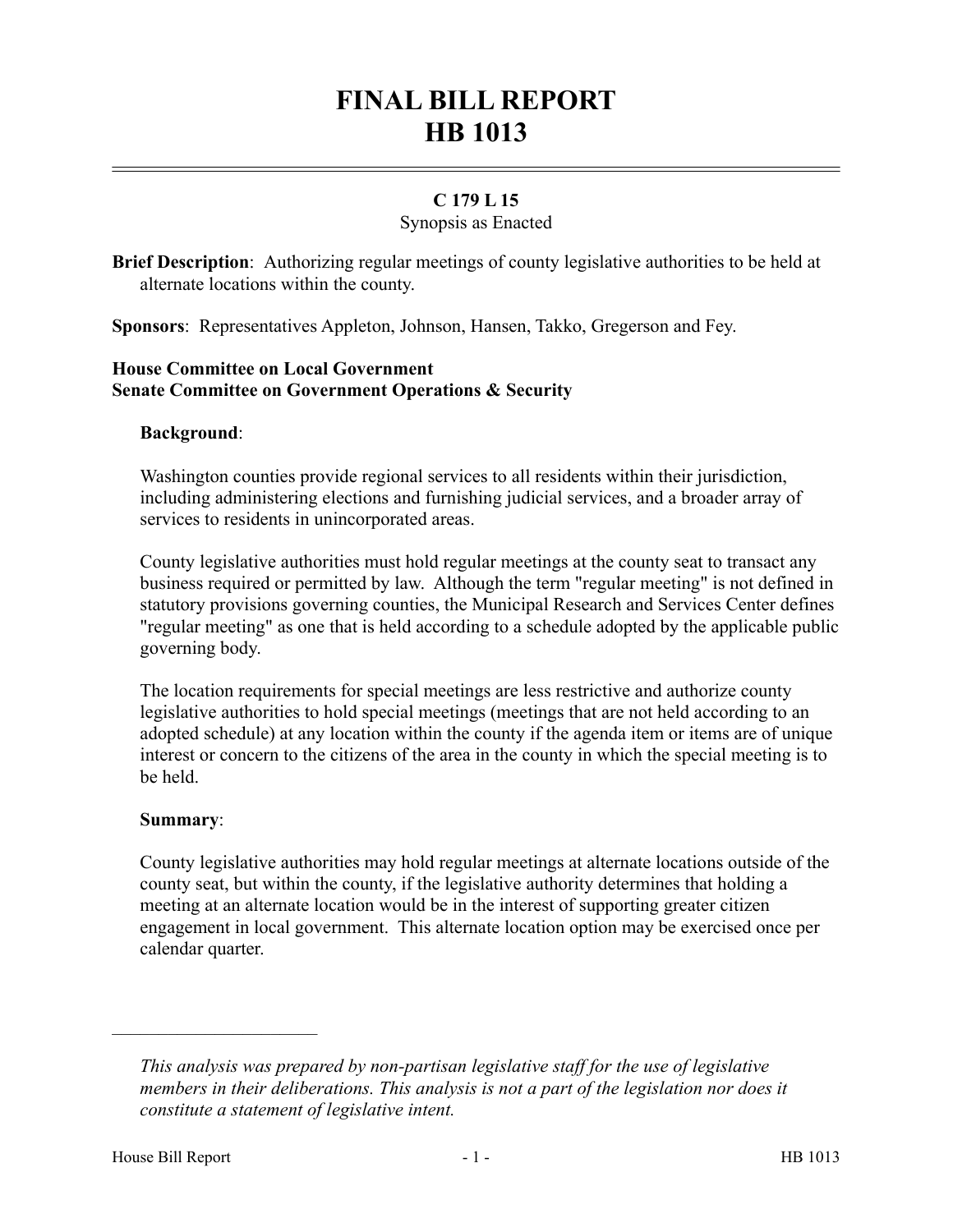# FINAL BILL REPORT
# HB 1013

**C 179 L 15**

Synopsis as Enacted

**Brief Description**: Authorizing regular meetings of county legislative authorities to be held at alternate locations within the county.

**Sponsors**: Representatives Appleton, Johnson, Hansen, Takko, Gregerson and Fey.

**House Committee on Local Government**
**Senate Committee on Government Operations & Security**

**Background**:

Washington counties provide regional services to all residents within their jurisdiction, including administering elections and furnishing judicial services, and a broader array of services to residents in unincorporated areas.

County legislative authorities must hold regular meetings at the county seat to transact any business required or permitted by law. Although the term "regular meeting" is not defined in statutory provisions governing counties, the Municipal Research and Services Center defines "regular meeting" as one that is held according to a schedule adopted by the applicable public governing body.

The location requirements for special meetings are less restrictive and authorize county legislative authorities to hold special meetings (meetings that are not held according to an adopted schedule) at any location within the county if the agenda item or items are of unique interest or concern to the citizens of the area in the county in which the special meeting is to be held.

**Summary**:

County legislative authorities may hold regular meetings at alternate locations outside of the county seat, but within the county, if the legislative authority determines that holding a meeting at an alternate location would be in the interest of supporting greater citizen engagement in local government. This alternate location option may be exercised once per calendar quarter.

---

*This analysis was prepared by non-partisan legislative staff for the use of legislative members in their deliberations. This analysis is not a part of the legislation nor does it constitute a statement of legislative intent.*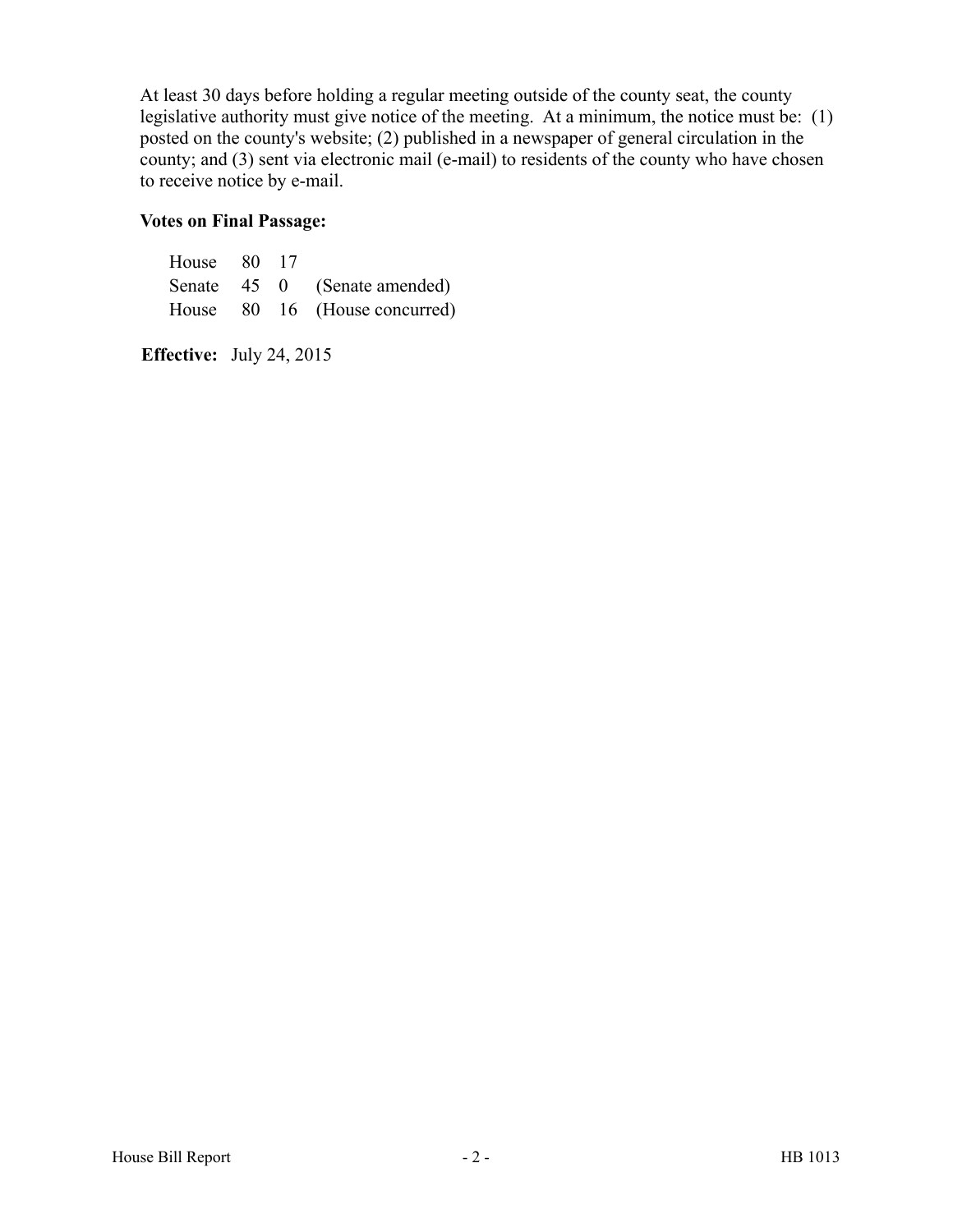At least 30 days before holding a regular meeting outside of the county seat, the county legislative authority must give notice of the meeting. At a minimum, the notice must be: (1) posted on the county's website; (2) published in a newspaper of general circulation in the county; and (3) sent via electronic mail (e-mail) to residents of the county who have chosen to receive notice by e-mail.

**Votes on Final Passage:**

| | | | |
|---|---|---|---|
| House | 80 | 17 | |
| Senate | 45 | 0 | (Senate amended) |
| House | 80 | 16 | (House concurred) |

**Effective:** July 24, 2015